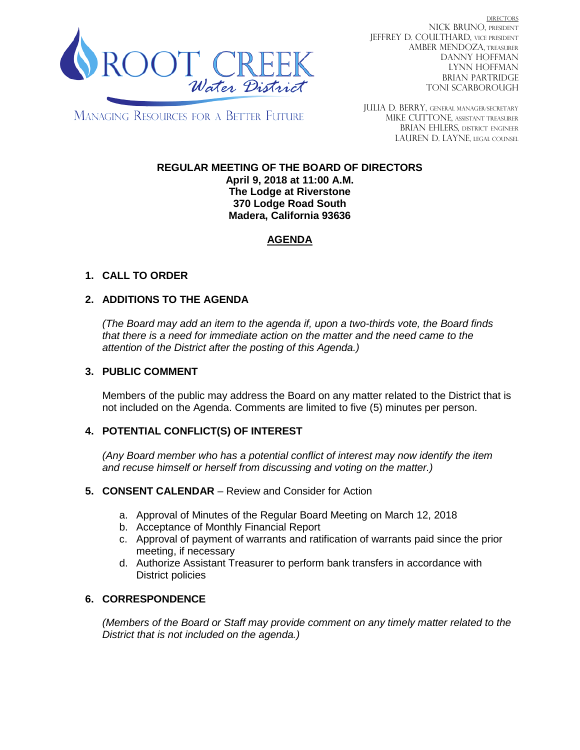ROOT CREEK *Water District*

MANAGING RESOURCES FOR A BETTER FUTURE

DIRECTORS
NICK BRUNO, PRESIDENT
JEFFREY D. COULTHARD, VICE PRESIDENT
AMBER MENDOZA, TREASURER
DANNY HOFFMAN
LYNN HOFFMAN
BRIAN PARTRIDGE
TONI SCARBOROUGH

JULIA D. BERRY, GENERAL MANAGER/SECRETARY
MIKE CUTTONE, ASSISTANT TREASURER
BRIAN EHLERS, DISTRICT ENGINEER
LAUREN D. LAYNE, LEGAL COUNSEL

**REGULAR MEETING OF THE BOARD OF DIRECTORS**
**April 9, 2018 at 11:00 A.M.**
**The Lodge at Riverstone**
**370 Lodge Road South**
**Madera, California 93636**

## AGENDA

### 1. CALL TO ORDER

### 2. ADDITIONS TO THE AGENDA

*(The Board may add an item to the agenda if, upon a two-thirds vote, the Board finds that there is a need for immediate action on the matter and the need came to the attention of the District after the posting of this Agenda.)*

### 3. PUBLIC COMMENT

Members of the public may address the Board on any matter related to the District that is not included on the Agenda. Comments are limited to five (5) minutes per person.

### 4. POTENTIAL CONFLICT(S) OF INTEREST

*(Any Board member who has a potential conflict of interest may now identify the item and recuse himself or herself from discussing and voting on the matter.)*

### 5. CONSENT CALENDAR – Review and Consider for Action

a. Approval of Minutes of the Regular Board Meeting on March 12, 2018
b. Acceptance of Monthly Financial Report
c. Approval of payment of warrants and ratification of warrants paid since the prior meeting, if necessary
d. Authorize Assistant Treasurer to perform bank transfers in accordance with District policies

### 6. CORRESPONDENCE

*(Members of the Board or Staff may provide comment on any timely matter related to the District that is not included on the agenda.)*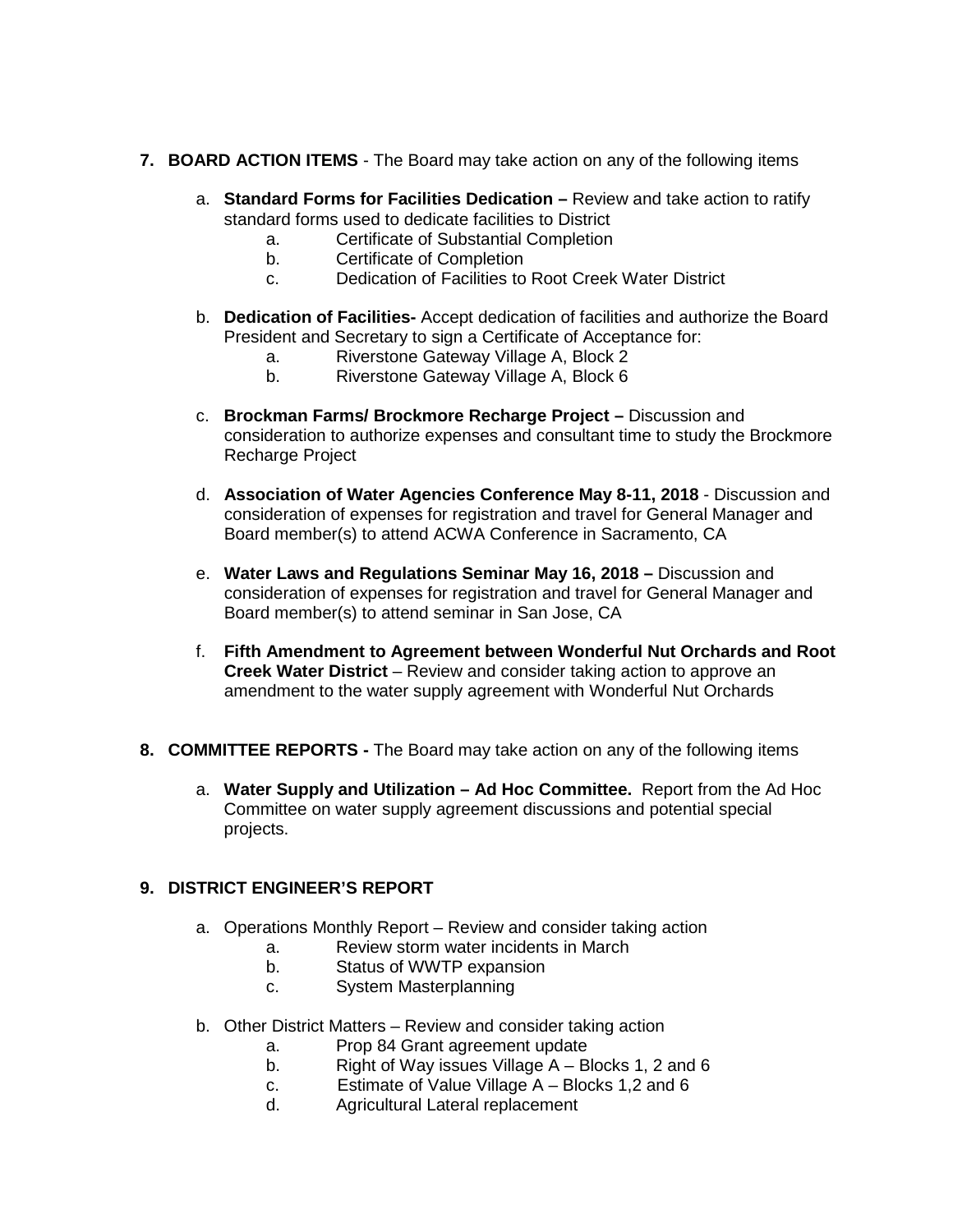7. **BOARD ACTION ITEMS** - The Board may take action on any of the following items

   a. **Standard Forms for Facilities Dedication –** Review and take action to ratify standard forms used to dedicate facilities to District
      a. Certificate of Substantial Completion
      b. Certificate of Completion
      c. Dedication of Facilities to Root Creek Water District

   b. **Dedication of Facilities-** Accept dedication of facilities and authorize the Board President and Secretary to sign a Certificate of Acceptance for:
      a. Riverstone Gateway Village A, Block 2
      b. Riverstone Gateway Village A, Block 6

   c. **Brockman Farms/ Brockmore Recharge Project –** Discussion and consideration to authorize expenses and consultant time to study the Brockmore Recharge Project

   d. **Association of Water Agencies Conference May 8-11, 2018** - Discussion and consideration of expenses for registration and travel for General Manager and Board member(s) to attend ACWA Conference in Sacramento, CA

   e. **Water Laws and Regulations Seminar May 16, 2018 –** Discussion and consideration of expenses for registration and travel for General Manager and Board member(s) to attend seminar in San Jose, CA

   f. **Fifth Amendment to Agreement between Wonderful Nut Orchards and Root Creek Water District** – Review and consider taking action to approve an amendment to the water supply agreement with Wonderful Nut Orchards

8. **COMMITTEE REPORTS -** The Board may take action on any of the following items

   a. **Water Supply and Utilization – Ad Hoc Committee.** Report from the Ad Hoc Committee on water supply agreement discussions and potential special projects.

9. **DISTRICT ENGINEER'S REPORT**

   a. Operations Monthly Report – Review and consider taking action
      a. Review storm water incidents in March
      b. Status of WWTP expansion
      c. System Masterplanning

   b. Other District Matters – Review and consider taking action
      a. Prop 84 Grant agreement update
      b. Right of Way issues Village A – Blocks 1, 2 and 6
      c. Estimate of Value Village A – Blocks 1,2 and 6
      d. Agricultural Lateral replacement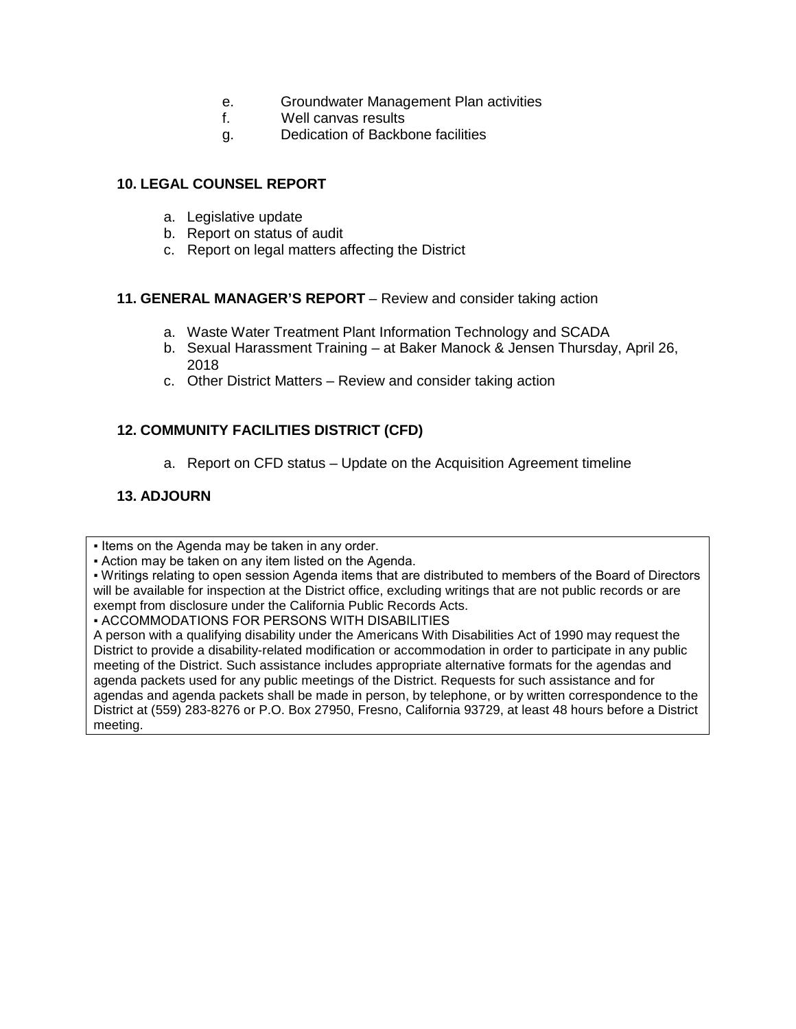e. Groundwater Management Plan activities
f. Well canvas results
g. Dedication of Backbone facilities

**10. LEGAL COUNSEL REPORT**

a. Legislative update
b. Report on status of audit
c. Report on legal matters affecting the District

**11. GENERAL MANAGER'S REPORT** – Review and consider taking action

a. Waste Water Treatment Plant Information Technology and SCADA
b. Sexual Harassment Training – at Baker Manock & Jensen Thursday, April 26, 2018
c. Other District Matters – Review and consider taking action

**12. COMMUNITY FACILITIES DISTRICT (CFD)**

a. Report on CFD status – Update on the Acquisition Agreement timeline

**13. ADJOURN**

▪ Items on the Agenda may be taken in any order.
▪ Action may be taken on any item listed on the Agenda.
▪ Writings relating to open session Agenda items that are distributed to members of the Board of Directors will be available for inspection at the District office, excluding writings that are not public records or are exempt from disclosure under the California Public Records Acts.
▪ ACCOMMODATIONS FOR PERSONS WITH DISABILITIES
A person with a qualifying disability under the Americans With Disabilities Act of 1990 may request the District to provide a disability-related modification or accommodation in order to participate in any public meeting of the District. Such assistance includes appropriate alternative formats for the agendas and agenda packets used for any public meetings of the District. Requests for such assistance and for agendas and agenda packets shall be made in person, by telephone, or by written correspondence to the District at (559) 283-8276 or P.O. Box 27950, Fresno, California 93729, at least 48 hours before a District meeting.